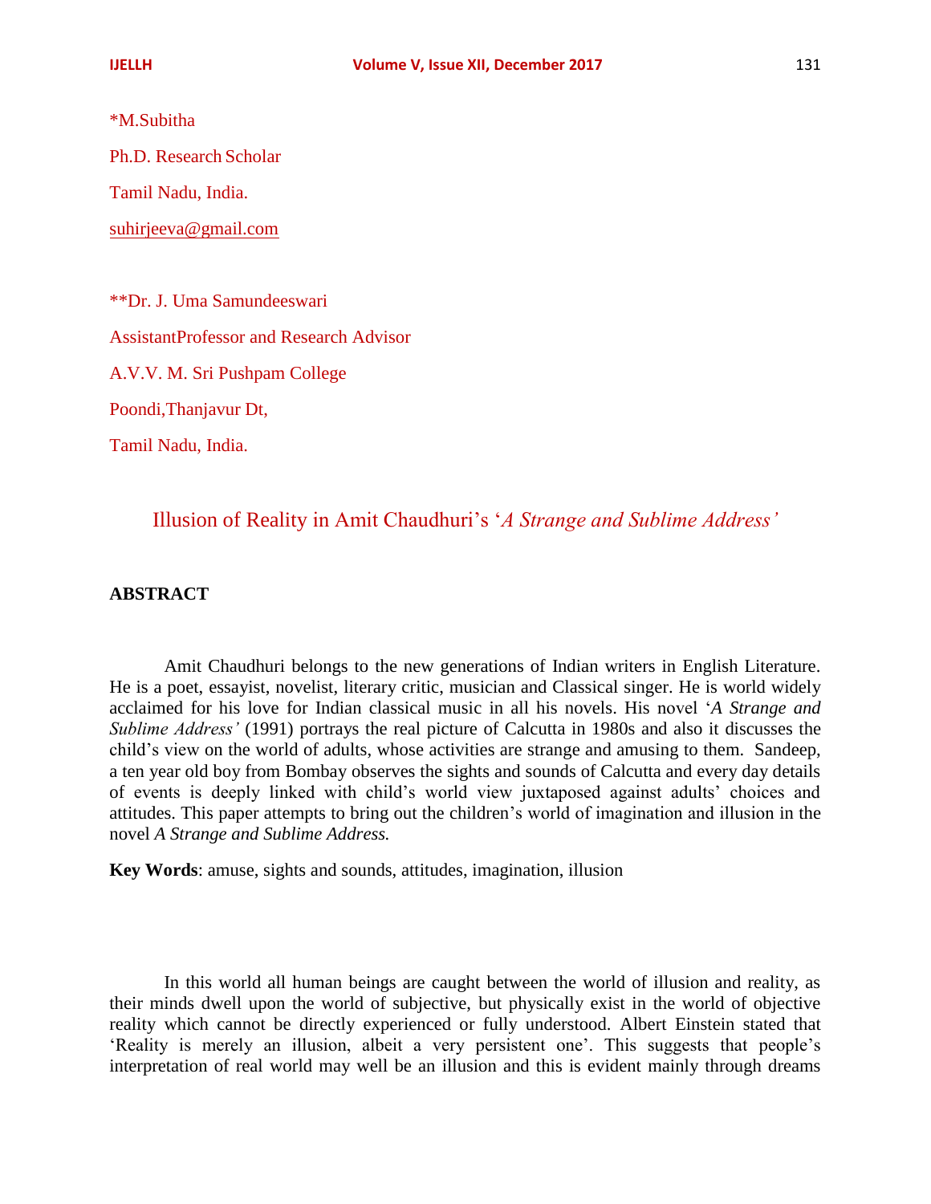*M.Subitha

Ph.D. Research Scholar

Tamil Nadu, India.

suhirjeeva@gmail.com

**Dr. J. Uma Samundeeswari

AssistantProfessor and Research Advisor

A.V.V. M. Sri Pushpam College

Poondi,Thanjavur Dt,

Tamil Nadu, India.

# Illusion of Reality in Amit Chaudhuri's '*A Strange and Sublime Address'*

## ABSTRACT

Amit Chaudhuri belongs to the new generations of Indian writers in English Literature. He is a poet, essayist, novelist, literary critic, musician and Classical singer. He is world widely acclaimed for his love for Indian classical music in all his novels. His novel '*A Strange and Sublime Address'* (1991) portrays the real picture of Calcutta in 1980s and also it discusses the child's view on the world of adults, whose activities are strange and amusing to them. Sandeep, a ten year old boy from Bombay observes the sights and sounds of Calcutta and every day details of events is deeply linked with child's world view juxtaposed against adults' choices and attitudes. This paper attempts to bring out the children's world of imagination and illusion in the novel *A Strange and Sublime Address.*

**Key Words**: amuse, sights and sounds, attitudes, imagination, illusion

In this world all human beings are caught between the world of illusion and reality, as their minds dwell upon the world of subjective, but physically exist in the world of objective reality which cannot be directly experienced or fully understood. Albert Einstein stated that 'Reality is merely an illusion, albeit a very persistent one'. This suggests that people's interpretation of real world may well be an illusion and this is evident mainly through dreams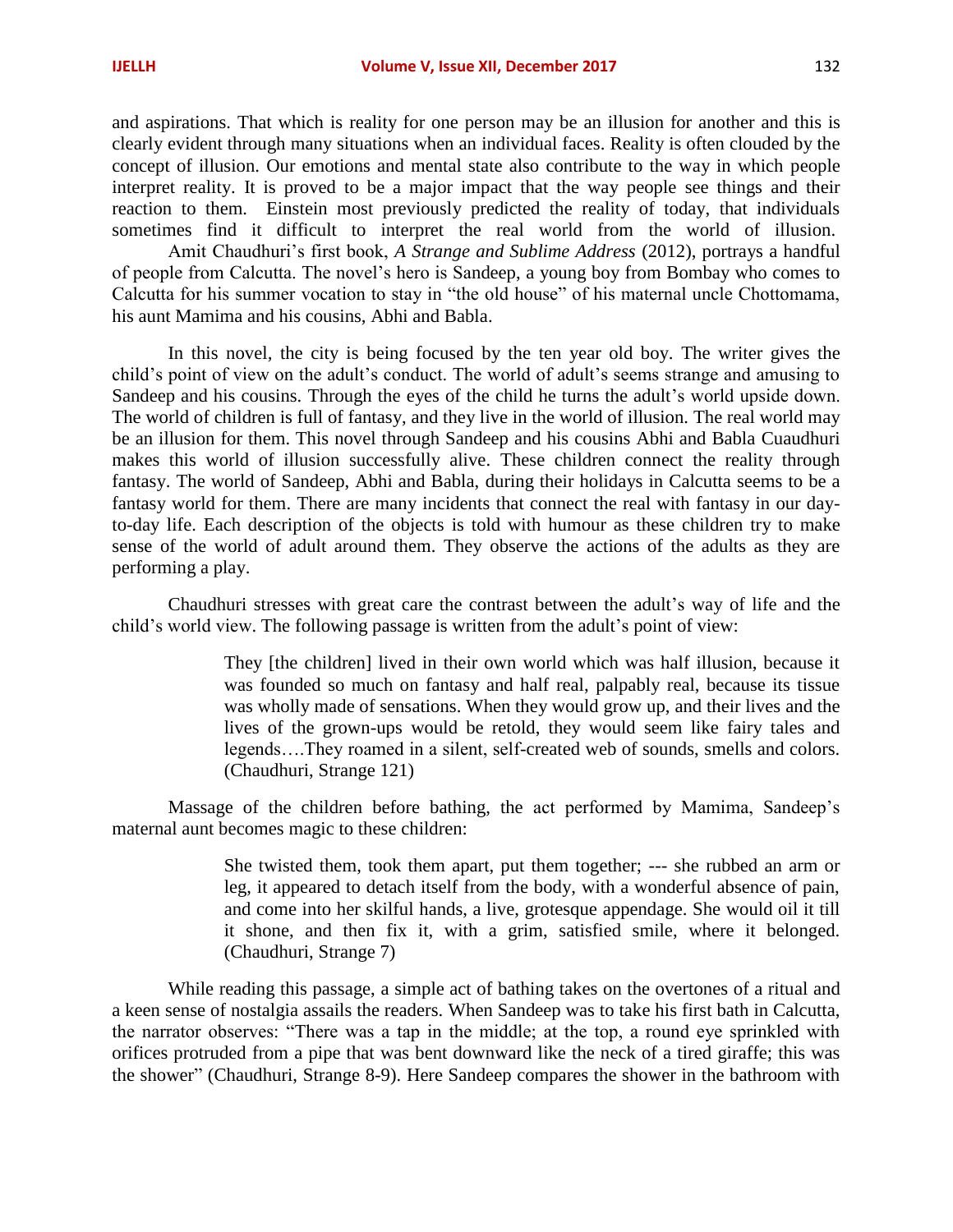and aspirations. That which is reality for one person may be an illusion for another and this is clearly evident through many situations when an individual faces. Reality is often clouded by the concept of illusion. Our emotions and mental state also contribute to the way in which people interpret reality. It is proved to be a major impact that the way people see things and their reaction to them. Einstein most previously predicted the reality of today, that individuals sometimes find it difficult to interpret the real world from the world of illusion.

Amit Chaudhuri's first book, *A Strange and Sublime Address* (2012), portrays a handful of people from Calcutta. The novel's hero is Sandeep, a young boy from Bombay who comes to Calcutta for his summer vocation to stay in "the old house" of his maternal uncle Chottomama, his aunt Mamima and his cousins, Abhi and Babla.

In this novel, the city is being focused by the ten year old boy. The writer gives the child's point of view on the adult's conduct. The world of adult's seems strange and amusing to Sandeep and his cousins. Through the eyes of the child he turns the adult's world upside down. The world of children is full of fantasy, and they live in the world of illusion. The real world may be an illusion for them. This novel through Sandeep and his cousins Abhi and Babla Cuaudhuri makes this world of illusion successfully alive. These children connect the reality through fantasy. The world of Sandeep, Abhi and Babla, during their holidays in Calcutta seems to be a fantasy world for them. There are many incidents that connect the real with fantasy in our day-to-day life. Each description of the objects is told with humour as these children try to make sense of the world of adult around them. They observe the actions of the adults as they are performing a play.

Chaudhuri stresses with great care the contrast between the adult's way of life and the child's world view. The following passage is written from the adult's point of view:

> They [the children] lived in their own world which was half illusion, because it was founded so much on fantasy and half real, palpably real, because its tissue was wholly made of sensations. When they would grow up, and their lives and the lives of the grown-ups would be retold, they would seem like fairy tales and legends….They roamed in a silent, self-created web of sounds, smells and colors. (Chaudhuri, Strange 121)

Massage of the children before bathing, the act performed by Mamima, Sandeep's maternal aunt becomes magic to these children:

> She twisted them, took them apart, put them together; --- she rubbed an arm or leg, it appeared to detach itself from the body, with a wonderful absence of pain, and come into her skilful hands, a live, grotesque appendage. She would oil it till it shone, and then fix it, with a grim, satisfied smile, where it belonged. (Chaudhuri, Strange 7)

While reading this passage, a simple act of bathing takes on the overtones of a ritual and a keen sense of nostalgia assails the readers. When Sandeep was to take his first bath in Calcutta, the narrator observes: "There was a tap in the middle; at the top, a round eye sprinkled with orifices protruded from a pipe that was bent downward like the neck of a tired giraffe; this was the shower" (Chaudhuri, Strange 8-9). Here Sandeep compares the shower in the bathroom with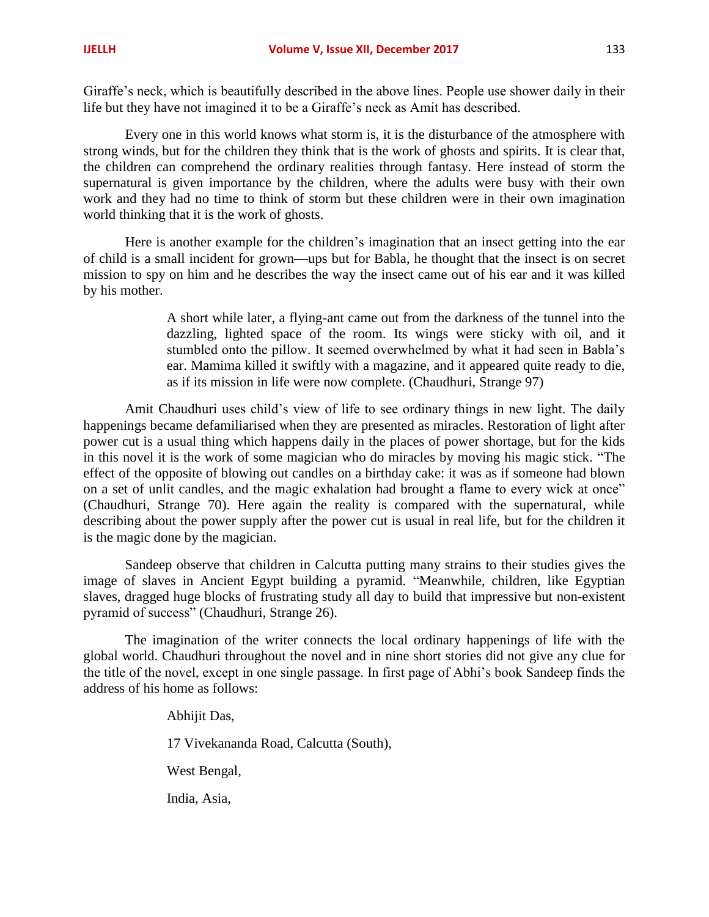Giraffe's neck, which is beautifully described in the above lines. People use shower daily in their life but they have not imagined it to be a Giraffe's neck as Amit has described.

Every one in this world knows what storm is, it is the disturbance of the atmosphere with strong winds, but for the children they think that is the work of ghosts and spirits. It is clear that, the children can comprehend the ordinary realities through fantasy. Here instead of storm the supernatural is given importance by the children, where the adults were busy with their own work and they had no time to think of storm but these children were in their own imagination world thinking that it is the work of ghosts.

Here is another example for the children's imagination that an insect getting into the ear of child is a small incident for grown—ups but for Babla, he thought that the insect is on secret mission to spy on him and he describes the way the insect came out of his ear and it was killed by his mother.

> A short while later, a flying-ant came out from the darkness of the tunnel into the dazzling, lighted space of the room. Its wings were sticky with oil, and it stumbled onto the pillow. It seemed overwhelmed by what it had seen in Babla's ear. Mamima killed it swiftly with a magazine, and it appeared quite ready to die, as if its mission in life were now complete. (Chaudhuri, Strange 97)

Amit Chaudhuri uses child's view of life to see ordinary things in new light. The daily happenings became defamiliarised when they are presented as miracles. Restoration of light after power cut is a usual thing which happens daily in the places of power shortage, but for the kids in this novel it is the work of some magician who do miracles by moving his magic stick. "The effect of the opposite of blowing out candles on a birthday cake: it was as if someone had blown on a set of unlit candles, and the magic exhalation had brought a flame to every wick at once" (Chaudhuri, Strange 70). Here again the reality is compared with the supernatural, while describing about the power supply after the power cut is usual in real life, but for the children it is the magic done by the magician.

Sandeep observe that children in Calcutta putting many strains to their studies gives the image of slaves in Ancient Egypt building a pyramid. "Meanwhile, children, like Egyptian slaves, dragged huge blocks of frustrating study all day to build that impressive but non-existent pyramid of success" (Chaudhuri, Strange 26).

The imagination of the writer connects the local ordinary happenings of life with the global world. Chaudhuri throughout the novel and in nine short stories did not give any clue for the title of the novel, except in one single passage. In first page of Abhi's book Sandeep finds the address of his home as follows:

> Abhijit Das,
>
> 17 Vivekananda Road, Calcutta (South),
>
> West Bengal,
>
> India, Asia,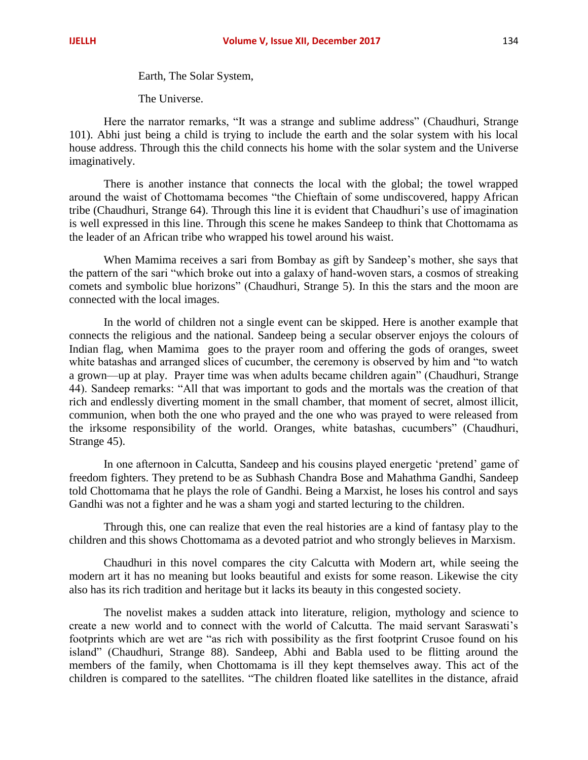Earth, The Solar System,

The Universe.

Here the narrator remarks, “It was a strange and sublime address” (Chaudhuri, Strange 101). Abhi just being a child is trying to include the earth and the solar system with his local house address. Through this the child connects his home with the solar system and the Universe imaginatively.

There is another instance that connects the local with the global; the towel wrapped around the waist of Chottomama becomes “the Chieftain of some undiscovered, happy African tribe (Chaudhuri, Strange 64). Through this line it is evident that Chaudhuri’s use of imagination is well expressed in this line. Through this scene he makes Sandeep to think that Chottomama as the leader of an African tribe who wrapped his towel around his waist.

When Mamima receives a sari from Bombay as gift by Sandeep’s mother, she says that the pattern of the sari “which broke out into a galaxy of hand-woven stars, a cosmos of streaking comets and symbolic blue horizons” (Chaudhuri, Strange 5). In this the stars and the moon are connected with the local images.

In the world of children not a single event can be skipped. Here is another example that connects the religious and the national. Sandeep being a secular observer enjoys the colours of Indian flag, when Mamima goes to the prayer room and offering the gods of oranges, sweet white batashas and arranged slices of cucumber, the ceremony is observed by him and “to watch a grown—up at play. Prayer time was when adults became children again” (Chaudhuri, Strange 44). Sandeep remarks: “All that was important to gods and the mortals was the creation of that rich and endlessly diverting moment in the small chamber, that moment of secret, almost illicit, communion, when both the one who prayed and the one who was prayed to were released from the irksome responsibility of the world. Oranges, white batashas, cucumbers” (Chaudhuri, Strange 45).

In one afternoon in Calcutta, Sandeep and his cousins played energetic ‘pretend’ game of freedom fighters. They pretend to be as Subhash Chandra Bose and Mahathma Gandhi, Sandeep told Chottomama that he plays the role of Gandhi. Being a Marxist, he loses his control and says Gandhi was not a fighter and he was a sham yogi and started lecturing to the children.

Through this, one can realize that even the real histories are a kind of fantasy play to the children and this shows Chottomama as a devoted patriot and who strongly believes in Marxism.

Chaudhuri in this novel compares the city Calcutta with Modern art, while seeing the modern art it has no meaning but looks beautiful and exists for some reason. Likewise the city also has its rich tradition and heritage but it lacks its beauty in this congested society.

The novelist makes a sudden attack into literature, religion, mythology and science to create a new world and to connect with the world of Calcutta. The maid servant Saraswati’s footprints which are wet are “as rich with possibility as the first footprint Crusoe found on his island” (Chaudhuri, Strange 88). Sandeep, Abhi and Babla used to be flitting around the members of the family, when Chottomama is ill they kept themselves away. This act of the children is compared to the satellites. “The children floated like satellites in the distance, afraid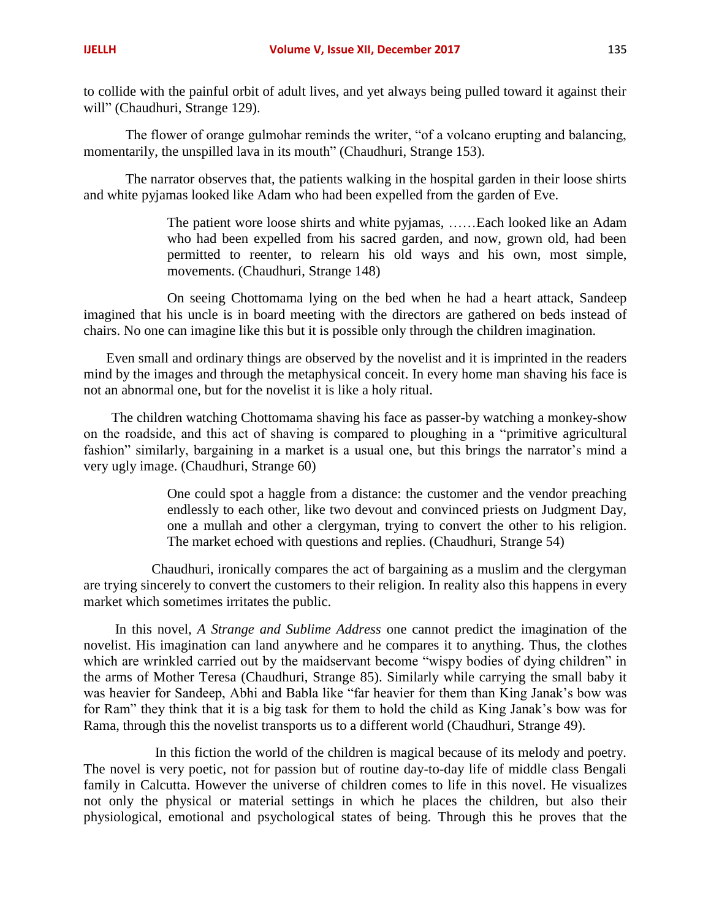to collide with the painful orbit of adult lives, and yet always being pulled toward it against their will" (Chaudhuri, Strange 129).

The flower of orange gulmohar reminds the writer, "of a volcano erupting and balancing, momentarily, the unspilled lava in its mouth" (Chaudhuri, Strange 153).

The narrator observes that, the patients walking in the hospital garden in their loose shirts and white pyjamas looked like Adam who had been expelled from the garden of Eve.

> The patient wore loose shirts and white pyjamas, ……Each looked like an Adam who had been expelled from his sacred garden, and now, grown old, had been permitted to reenter, to relearn his old ways and his own, most simple, movements. (Chaudhuri, Strange 148)

On seeing Chottomama lying on the bed when he had a heart attack, Sandeep imagined that his uncle is in board meeting with the directors are gathered on beds instead of chairs. No one can imagine like this but it is possible only through the children imagination.

Even small and ordinary things are observed by the novelist and it is imprinted in the readers mind by the images and through the metaphysical conceit. In every home man shaving his face is not an abnormal one, but for the novelist it is like a holy ritual.

The children watching Chottomama shaving his face as passer-by watching a monkey-show on the roadside, and this act of shaving is compared to ploughing in a "primitive agricultural fashion" similarly, bargaining in a market is a usual one, but this brings the narrator's mind a very ugly image. (Chaudhuri, Strange 60)

> One could spot a haggle from a distance: the customer and the vendor preaching endlessly to each other, like two devout and convinced priests on Judgment Day, one a mullah and other a clergyman, trying to convert the other to his religion. The market echoed with questions and replies. (Chaudhuri, Strange 54)

Chaudhuri, ironically compares the act of bargaining as a muslim and the clergyman are trying sincerely to convert the customers to their religion. In reality also this happens in every market which sometimes irritates the public.

In this novel, *A Strange and Sublime Address* one cannot predict the imagination of the novelist. His imagination can land anywhere and he compares it to anything. Thus, the clothes which are wrinkled carried out by the maidservant become "wispy bodies of dying children" in the arms of Mother Teresa (Chaudhuri, Strange 85). Similarly while carrying the small baby it was heavier for Sandeep, Abhi and Babla like "far heavier for them than King Janak's bow was for Ram" they think that it is a big task for them to hold the child as King Janak's bow was for Rama, through this the novelist transports us to a different world (Chaudhuri, Strange 49).

In this fiction the world of the children is magical because of its melody and poetry. The novel is very poetic, not for passion but of routine day-to-day life of middle class Bengali family in Calcutta. However the universe of children comes to life in this novel. He visualizes not only the physical or material settings in which he places the children, but also their physiological, emotional and psychological states of being. Through this he proves that the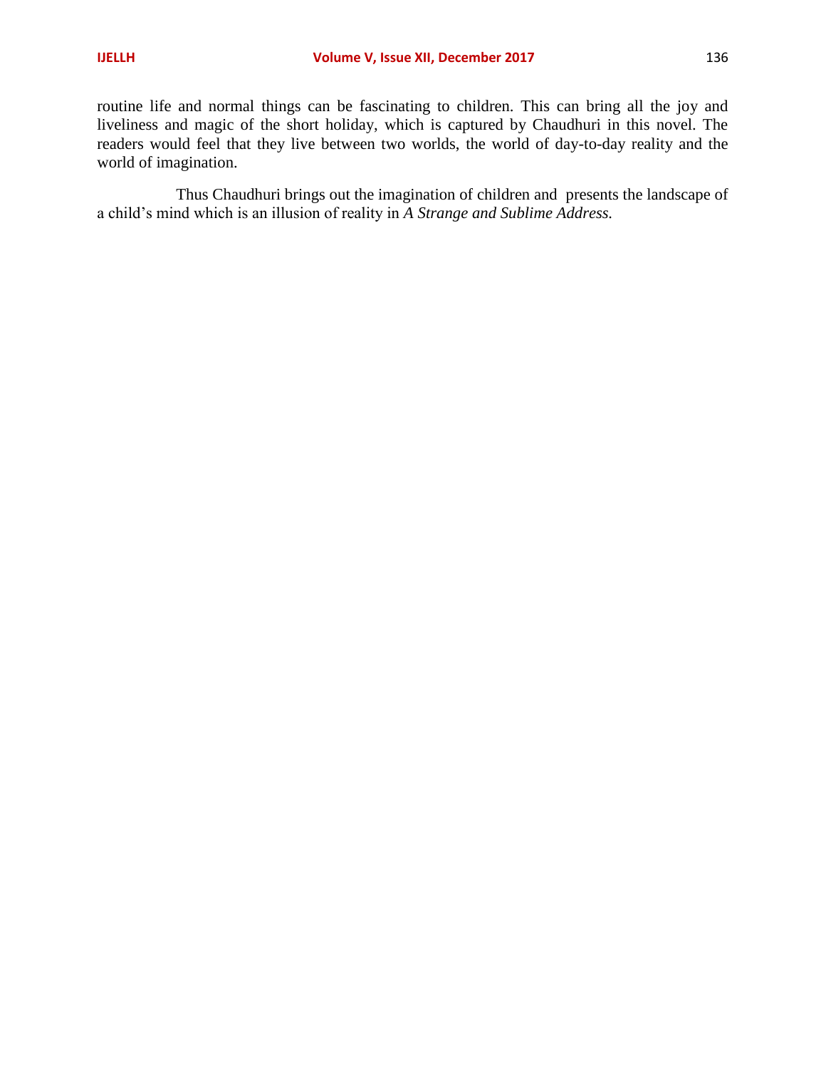routine life and normal things can be fascinating to children. This can bring all the joy and liveliness and magic of the short holiday, which is captured by Chaudhuri in this novel. The readers would feel that they live between two worlds, the world of day-to-day reality and the world of imagination.

Thus Chaudhuri brings out the imagination of children and presents the landscape of a child's mind which is an illusion of reality in *A Strange and Sublime Address.*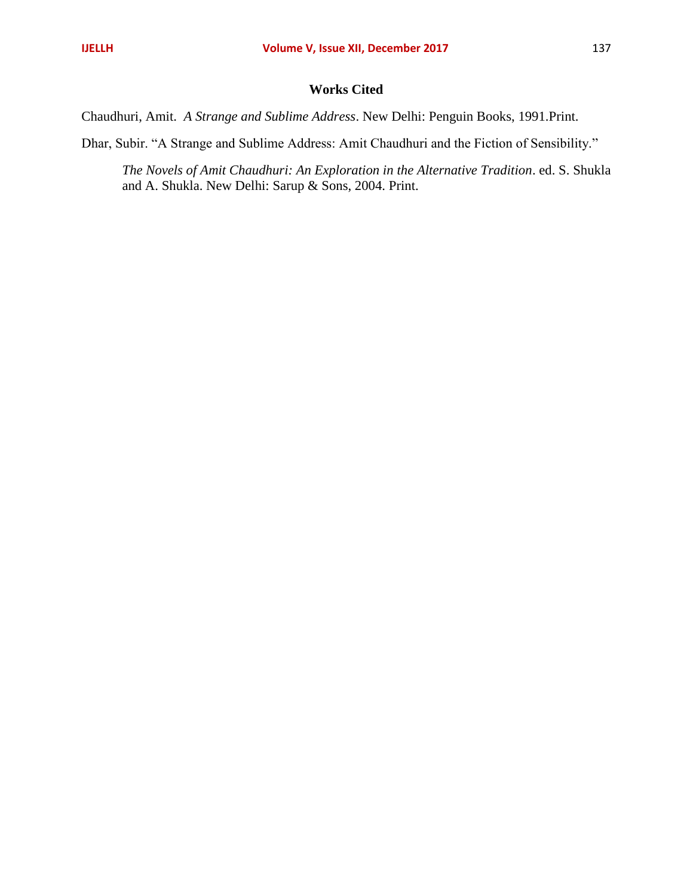## Works Cited

Chaudhuri, Amit. *A Strange and Sublime Address*. New Delhi: Penguin Books, 1991.Print.

Dhar, Subir. "A Strange and Sublime Address: Amit Chaudhuri and the Fiction of Sensibility." *The Novels of Amit Chaudhuri: An Exploration in the Alternative Tradition*. ed. S. Shukla and A. Shukla. New Delhi: Sarup & Sons, 2004. Print.